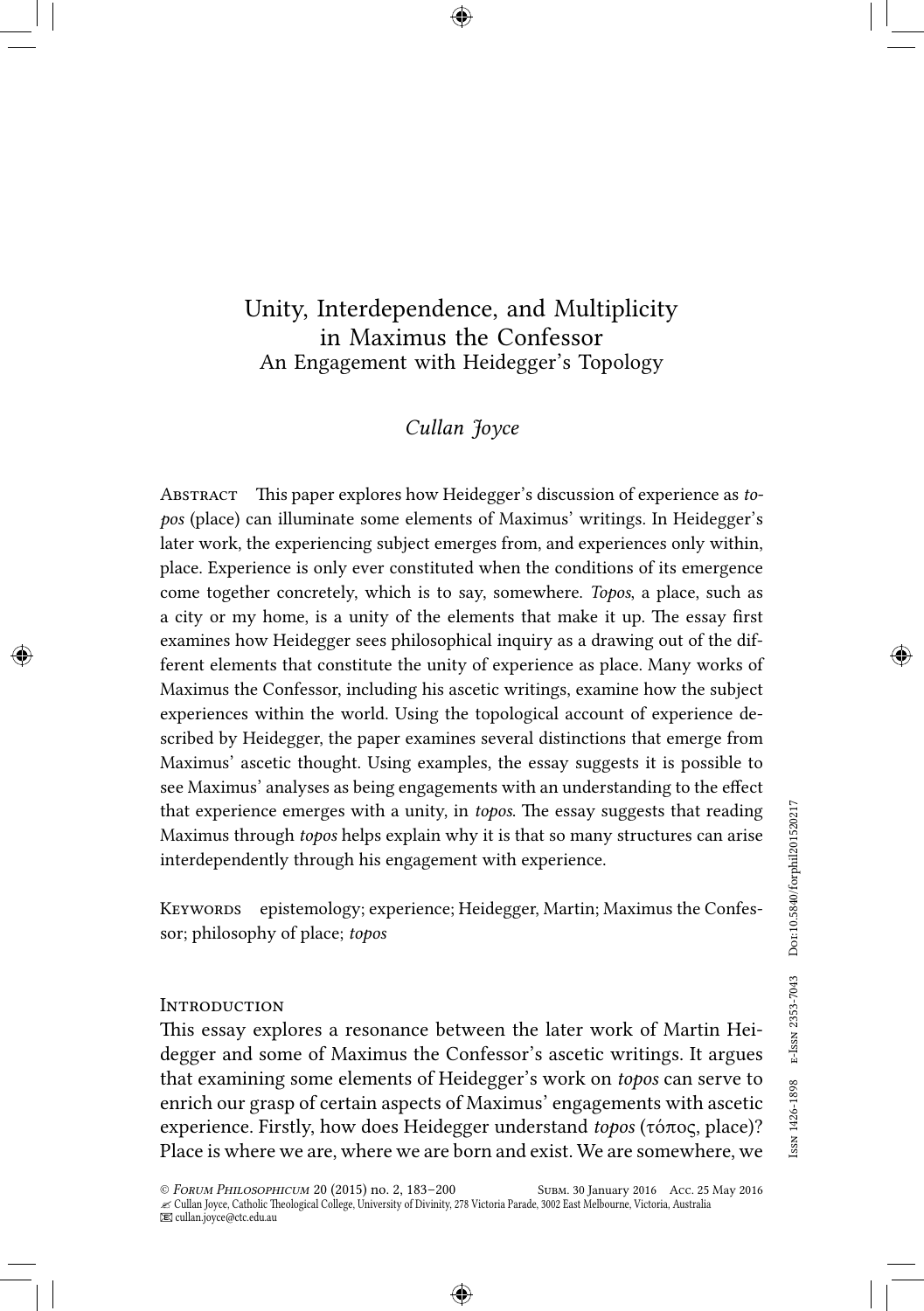# Unity, Interdependence, and Multiplicity in Maximus the Confessor

## An Engagement with Heidegger's Topology

*Cullan Joyce*

Abstract This paper explores how Heidegger's discussion of experience as *topos* (place) can illuminate some elements of Maximus' writings. In Heidegger's later work, the experiencing subject emerges from, and experiences only within, place. Experience is only ever constituted when the conditions of its emergence come together concretely, which is to say, somewhere. *Topos*, a place, such as a city or my home, is a unity of the elements that make it up. The essay first examines how Heidegger sees philosophical inquiry as a drawing out of the different elements that constitute the unity of experience as place. Many works of Maximus the Confessor, including his ascetic writings, examine how the subject experiences within the world. Using the topological account of experience described by Heidegger, the paper examines several distinctions that emerge from Maximus' ascetic thought. Using examples, the essay suggests it is possible to see Maximus' analyses as being engagements with an understanding to the effect that experience emerges with a unity, in *topos*. The essay suggests that reading Maximus through *topos* helps explain why it is that so many structures can arise interdependently through his engagement with experience.

Keywords epistemology; experience; Heidegger, Martin; Maximus the Confessor; philosophy of place; *topos*

### Introduction

This essay explores a resonance between the later work of Martin Heidegger and some of Maximus the Confessor's ascetic writings. It argues that examining some elements of Heidegger's work on *topos* can serve to enrich our grasp of certain aspects of Maximus' engagements with ascetic experience. Firstly, how does Heidegger understand *topos* (τόπος, place)? Place is where we are, where we are born and exist. We are somewhere, we

© Forum Philosophicum 20 (2015) no. 2, 183–200 Subm. 30 January 2016 Acc. 25 May 2016
Cullan Joyce, Catholic Theological College, University of Divinity, 278 Victoria Parade, 3002 East Melbourne, Victoria, Australia
cullan.joyce@ctc.edu.au

Issn 1426-1898 e-Issn 2353-7043 Doi:10.5840/forphil201520217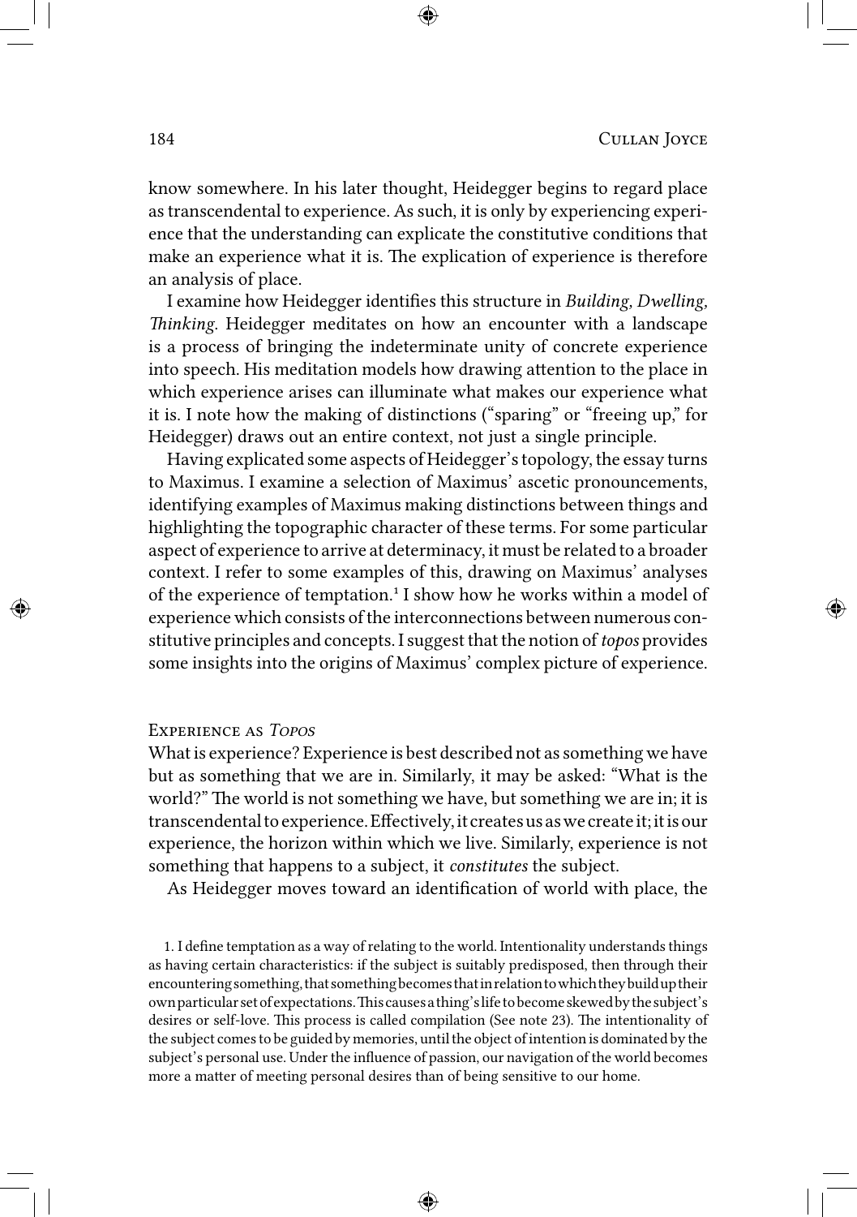know somewhere. In his later thought, Heidegger begins to regard place as transcendental to experience. As such, it is only by experiencing experience that the understanding can explicate the constitutive conditions that make an experience what it is. The explication of experience is therefore an analysis of place.

I examine how Heidegger identifies this structure in *Building, Dwelling, Thinking*. Heidegger meditates on how an encounter with a landscape is a process of bringing the indeterminate unity of concrete experience into speech. His meditation models how drawing attention to the place in which experience arises can illuminate what makes our experience what it is. I note how the making of distinctions ("sparing" or "freeing up," for Heidegger) draws out an entire context, not just a single principle.

Having explicated some aspects of Heidegger's topology, the essay turns to Maximus. I examine a selection of Maximus' ascetic pronouncements, identifying examples of Maximus making distinctions between things and highlighting the topographic character of these terms. For some particular aspect of experience to arrive at determinacy, it must be related to a broader context. I refer to some examples of this, drawing on Maximus' analyses of the experience of temptation.[1] I show how he works within a model of experience which consists of the interconnections between numerous constitutive principles and concepts. I suggest that the notion of *topos* provides some insights into the origins of Maximus' complex picture of experience.

## Experience as *Topos*

What is experience? Experience is best described not as something we have but as something that we are in. Similarly, it may be asked: "What is the world?" The world is not something we have, but something we are in; it is transcendental to experience. Effectively, it creates us as we create it; it is our experience, the horizon within which we live. Similarly, experience is not something that happens to a subject, it *constitutes* the subject.

As Heidegger moves toward an identification of world with place, the

1. I define temptation as a way of relating to the world. Intentionality understands things as having certain characteristics: if the subject is suitably predisposed, then through their encountering something, that something becomes that in relation to which they build up their own particular set of expectations. This causes a thing's life to become skewed by the subject's desires or self-love. This process is called compilation (See note 23). The intentionality of the subject comes to be guided by memories, until the object of intention is dominated by the subject's personal use. Under the influence of passion, our navigation of the world becomes more a matter of meeting personal desires than of being sensitive to our home.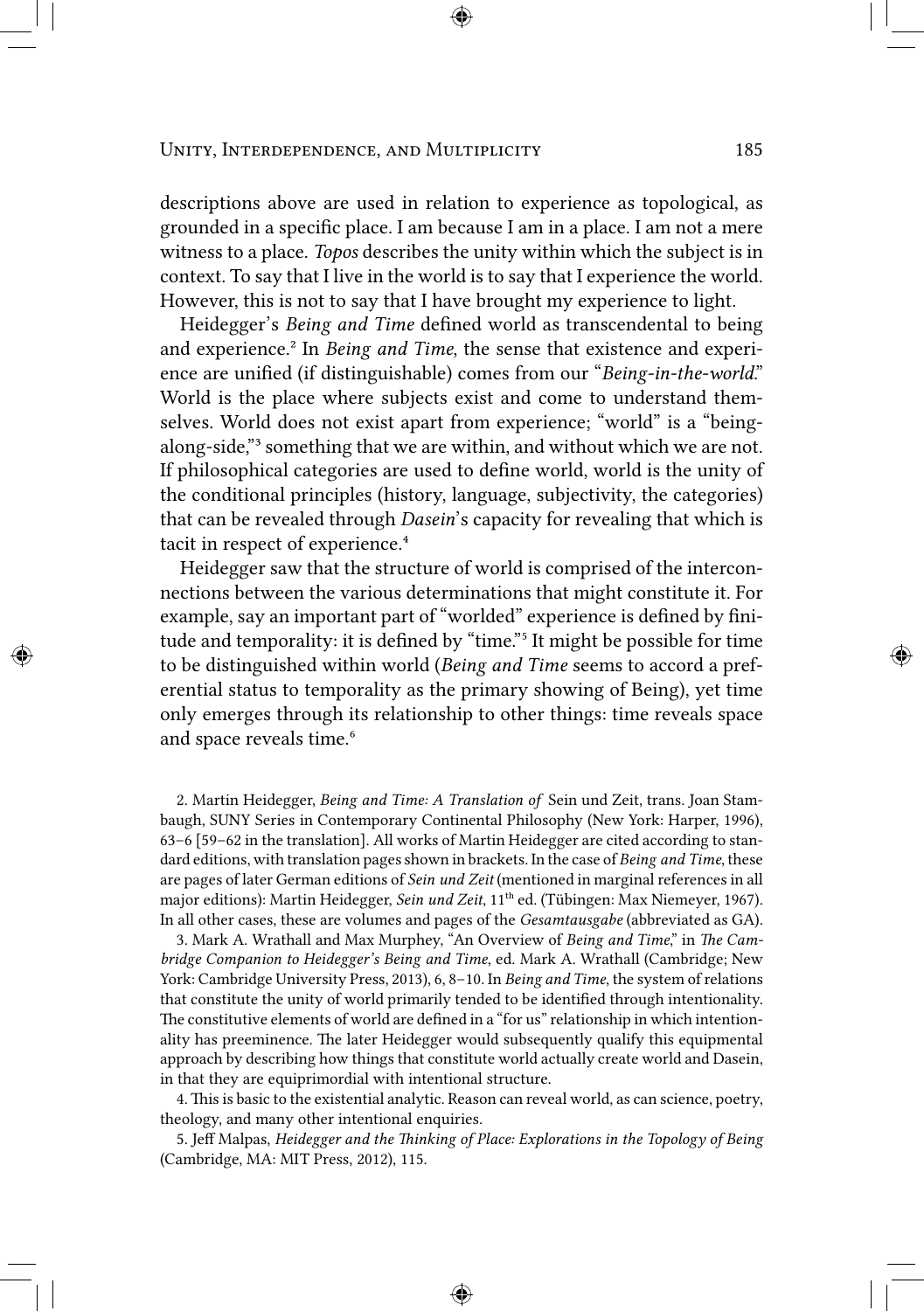descriptions above are used in relation to experience as topological, as grounded in a specific place. I am because I am in a place. I am not a mere witness to a place. *Topos* describes the unity within which the subject is in context. To say that I live in the world is to say that I experience the world. However, this is not to say that I have brought my experience to light.

Heidegger's *Being and Time* defined world as transcendental to being and experience.[2] In *Being and Time*, the sense that existence and experience are unified (if distinguishable) comes from our "*Being-in-the-world*." World is the place where subjects exist and come to understand themselves. World does not exist apart from experience; "world" is a "being-along-side,"[3] something that we are within, and without which we are not. If philosophical categories are used to define world, world is the unity of the conditional principles (history, language, subjectivity, the categories) that can be revealed through *Dasein*'s capacity for revealing that which is tacit in respect of experience.[4]

Heidegger saw that the structure of world is comprised of the interconnections between the various determinations that might constitute it. For example, say an important part of "worlded" experience is defined by finitude and temporality: it is defined by "time."[5] It might be possible for time to be distinguished within world (*Being and Time* seems to accord a preferential status to temporality as the primary showing of Being), yet time only emerges through its relationship to other things: time reveals space and space reveals time.[6]

2. Martin Heidegger, *Being and Time: A Translation of* Sein und Zeit, trans. Joan Stambaugh, SUNY Series in Contemporary Continental Philosophy (New York: Harper, 1996), 63–6 [59–62 in the translation]. All works of Martin Heidegger are cited according to standard editions, with translation pages shown in brackets. In the case of *Being and Time*, these are pages of later German editions of *Sein und Zeit* (mentioned in marginal references in all major editions): Martin Heidegger, *Sein und Zeit*, 11th ed. (Tübingen: Max Niemeyer, 1967). In all other cases, these are volumes and pages of the *Gesamtausgabe* (abbreviated as GA).

3. Mark A. Wrathall and Max Murphey, "An Overview of *Being and Time*," in *The Cambridge Companion to Heidegger's Being and Time*, ed. Mark A. Wrathall (Cambridge; New York: Cambridge University Press, 2013), 6, 8–10. In *Being and Time*, the system of relations that constitute the unity of world primarily tended to be identified through intentionality. The constitutive elements of world are defined in a "for us" relationship in which intentionality has preeminence. The later Heidegger would subsequently qualify this equipmental approach by describing how things that constitute world actually create world and Dasein, in that they are equiprimordial with intentional structure.

4. This is basic to the existential analytic. Reason can reveal world, as can science, poetry, theology, and many other intentional enquiries.

5. Jeff Malpas, *Heidegger and the Thinking of Place: Explorations in the Topology of Being* (Cambridge, MA: MIT Press, 2012), 115.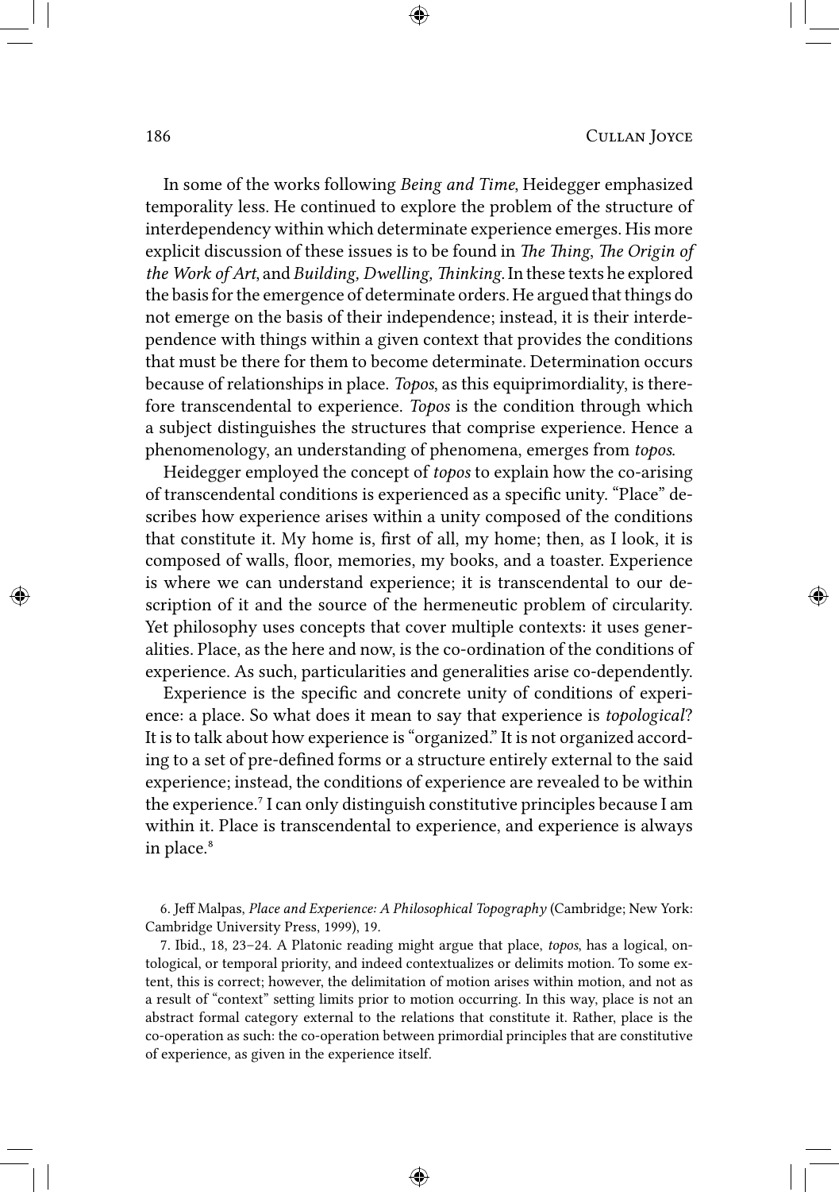In some of the works following *Being and Time*, Heidegger emphasized temporality less. He continued to explore the problem of the structure of interdependency within which determinate experience emerges. His more explicit discussion of these issues is to be found in *The Thing*, *The Origin of the Work of Art*, and *Building, Dwelling, Thinking*. In these texts he explored the basis for the emergence of determinate orders. He argued that things do not emerge on the basis of their independence; instead, it is their interdependence with things within a given context that provides the conditions that must be there for them to become determinate. Determination occurs because of relationships in place. *Topos*, as this equiprimordiality, is therefore transcendental to experience. *Topos* is the condition through which a subject distinguishes the structures that comprise experience. Hence a phenomenology, an understanding of phenomena, emerges from *topos*.

Heidegger employed the concept of *topos* to explain how the co-arising of transcendental conditions is experienced as a specific unity. "Place" describes how experience arises within a unity composed of the conditions that constitute it. My home is, first of all, my home; then, as I look, it is composed of walls, floor, memories, my books, and a toaster. Experience is where we can understand experience; it is transcendental to our description of it and the source of the hermeneutic problem of circularity. Yet philosophy uses concepts that cover multiple contexts: it uses generalities. Place, as the here and now, is the co-ordination of the conditions of experience. As such, particularities and generalities arise co-dependently.

Experience is the specific and concrete unity of conditions of experience: a place. So what does it mean to say that experience is *topological*? It is to talk about how experience is "organized." It is not organized according to a set of pre-defined forms or a structure entirely external to the said experience; instead, the conditions of experience are revealed to be within the experience.[7] I can only distinguish constitutive principles because I am within it. Place is transcendental to experience, and experience is always in place.[8]

6. Jeff Malpas, *Place and Experience: A Philosophical Topography* (Cambridge; New York: Cambridge University Press, 1999), 19.

7. Ibid., 18, 23–24. A Platonic reading might argue that place, *topos*, has a logical, ontological, or temporal priority, and indeed contextualizes or delimits motion. To some extent, this is correct; however, the delimitation of motion arises within motion, and not as a result of "context" setting limits prior to motion occurring. In this way, place is not an abstract formal category external to the relations that constitute it. Rather, place is the co-operation as such: the co-operation between primordial principles that are constitutive of experience, as given in the experience itself.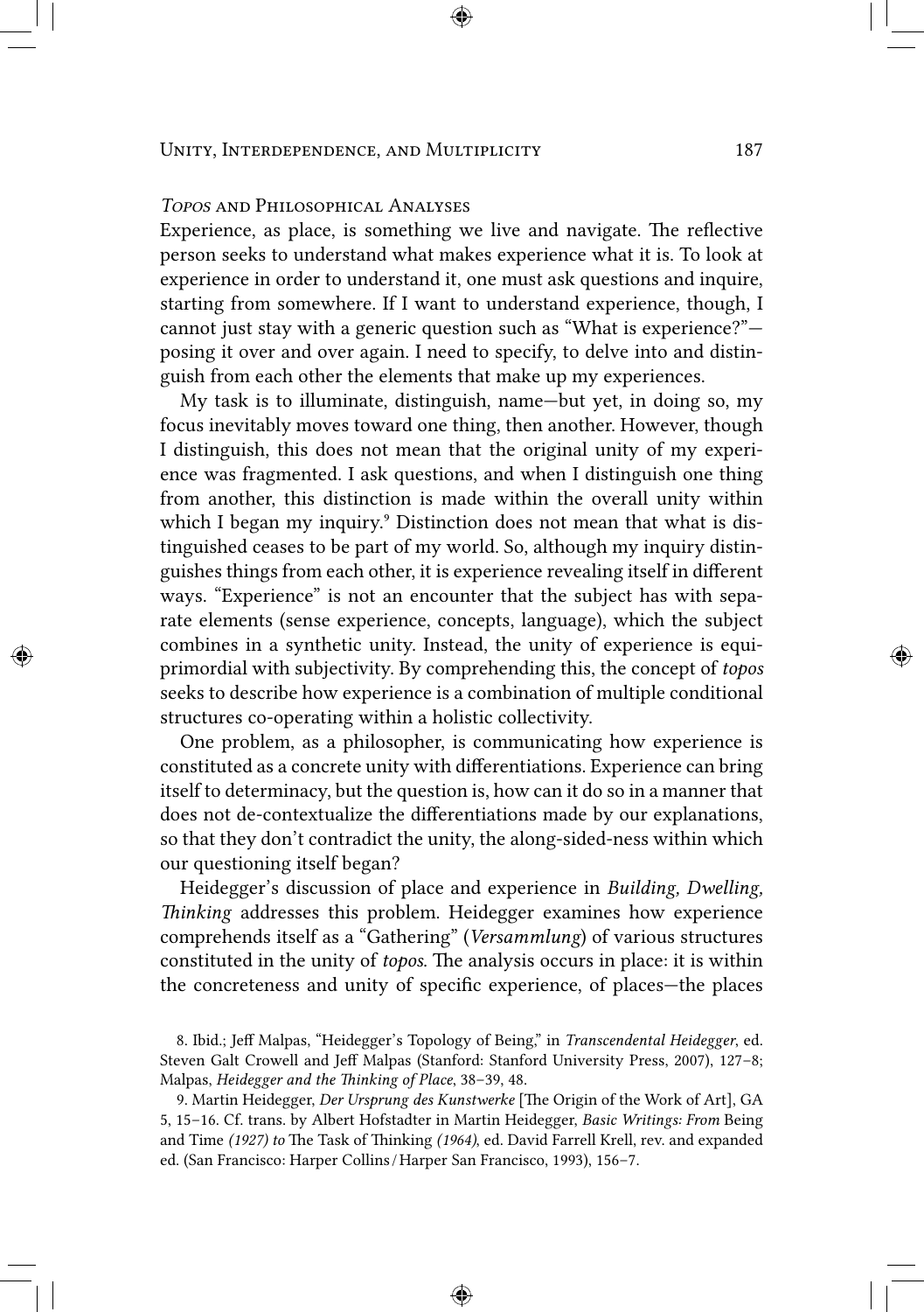## *Topos* and Philosophical Analyses

Experience, as place, is something we live and navigate. The reflective person seeks to understand what makes experience what it is. To look at experience in order to understand it, one must ask questions and inquire, starting from somewhere. If I want to understand experience, though, I cannot just stay with a generic question such as "What is experience?"—posing it over and over again. I need to specify, to delve into and distinguish from each other the elements that make up my experiences.

My task is to illuminate, distinguish, name—but yet, in doing so, my focus inevitably moves toward one thing, then another. However, though I distinguish, this does not mean that the original unity of my experience was fragmented. I ask questions, and when I distinguish one thing from another, this distinction is made within the overall unity within which I began my inquiry.[9] Distinction does not mean that what is distinguished ceases to be part of my world. So, although my inquiry distinguishes things from each other, it is experience revealing itself in different ways. "Experience" is not an encounter that the subject has with separate elements (sense experience, concepts, language), which the subject combines in a synthetic unity. Instead, the unity of experience is equiprimordial with subjectivity. By comprehending this, the concept of *topos* seeks to describe how experience is a combination of multiple conditional structures co-operating within a holistic collectivity.

One problem, as a philosopher, is communicating how experience is constituted as a concrete unity with differentiations. Experience can bring itself to determinacy, but the question is, how can it do so in a manner that does not de-contextualize the differentiations made by our explanations, so that they don't contradict the unity, the along-sided-ness within which our questioning itself began?

Heidegger's discussion of place and experience in *Building, Dwelling, Thinking* addresses this problem. Heidegger examines how experience comprehends itself as a "Gathering" (*Versammlung*) of various structures constituted in the unity of *topos*. The analysis occurs in place: it is within the concreteness and unity of specific experience, of places—the places

8. Ibid.; Jeff Malpas, "Heidegger's Topology of Being," in *Transcendental Heidegger*, ed. Steven Galt Crowell and Jeff Malpas (Stanford: Stanford University Press, 2007), 127–8; Malpas, *Heidegger and the Thinking of Place*, 38–39, 48.

9. Martin Heidegger, *Der Ursprung des Kunstwerke* [The Origin of the Work of Art], GA 5, 15–16. Cf. trans. by Albert Hofstadter in Martin Heidegger, *Basic Writings: From* Being and Time *(1927) to* The Task of Thinking *(1964)*, ed. David Farrell Krell, rev. and expanded ed. (San Francisco: Harper Collins/Harper San Francisco, 1993), 156–7.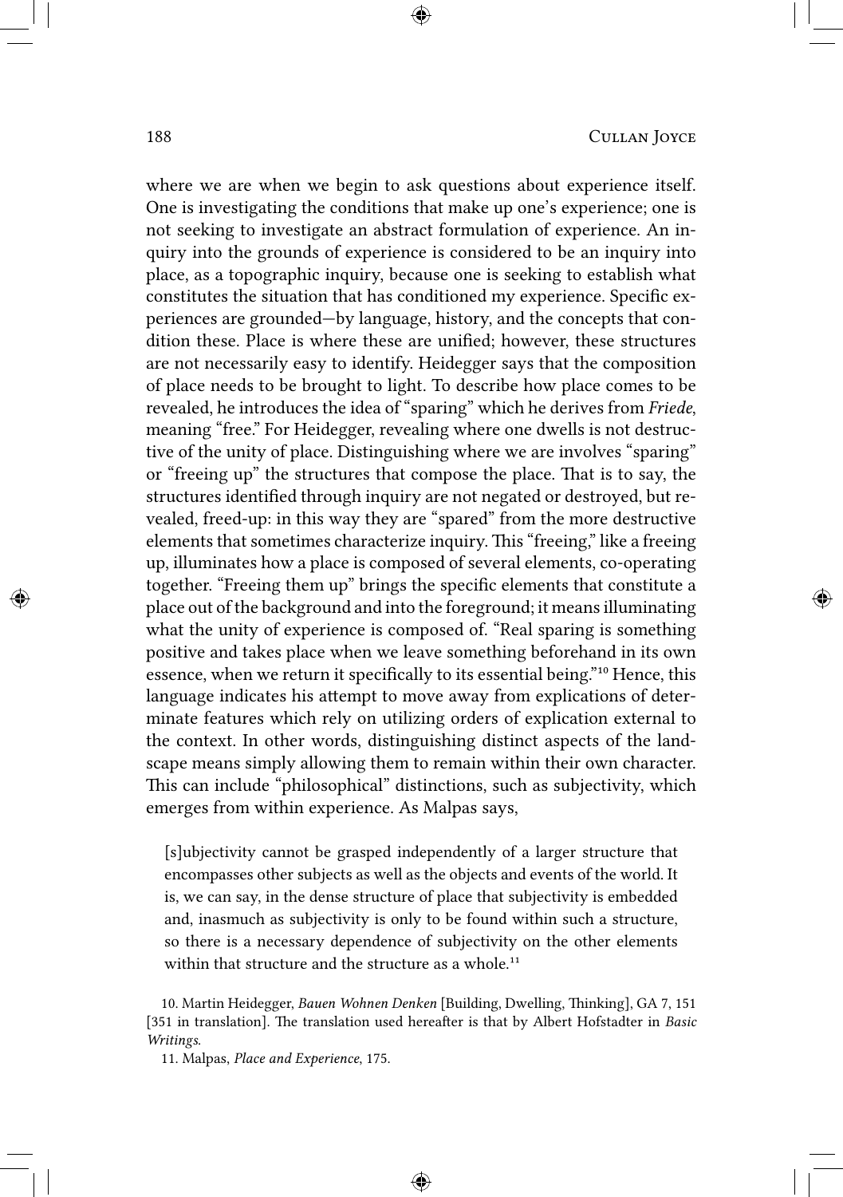where we are when we begin to ask questions about experience itself. One is investigating the conditions that make up one's experience; one is not seeking to investigate an abstract formulation of experience. An inquiry into the grounds of experience is considered to be an inquiry into place, as a topographic inquiry, because one is seeking to establish what constitutes the situation that has conditioned my experience. Specific experiences are grounded—by language, history, and the concepts that condition these. Place is where these are unified; however, these structures are not necessarily easy to identify. Heidegger says that the composition of place needs to be brought to light. To describe how place comes to be revealed, he introduces the idea of "sparing" which he derives from *Friede*, meaning "free." For Heidegger, revealing where one dwells is not destructive of the unity of place. Distinguishing where we are involves "sparing" or "freeing up" the structures that compose the place. That is to say, the structures identified through inquiry are not negated or destroyed, but revealed, freed-up: in this way they are "spared" from the more destructive elements that sometimes characterize inquiry. This "freeing," like a freeing up, illuminates how a place is composed of several elements, co-operating together. "Freeing them up" brings the specific elements that constitute a place out of the background and into the foreground; it means illuminating what the unity of experience is composed of. "Real sparing is something positive and takes place when we leave something beforehand in its own essence, when we return it specifically to its essential being."[10] Hence, this language indicates his attempt to move away from explications of determinate features which rely on utilizing orders of explication external to the context. In other words, distinguishing distinct aspects of the landscape means simply allowing them to remain within their own character. This can include "philosophical" distinctions, such as subjectivity, which emerges from within experience. As Malpas says,

> [s]ubjectivity cannot be grasped independently of a larger structure that encompasses other subjects as well as the objects and events of the world. It is, we can say, in the dense structure of place that subjectivity is embedded and, inasmuch as subjectivity is only to be found within such a structure, so there is a necessary dependence of subjectivity on the other elements within that structure and the structure as a whole.[11]

10. Martin Heidegger, *Bauen Wohnen Denken* [Building, Dwelling, Thinking], GA 7, 151 [351 in translation]. The translation used hereafter is that by Albert Hofstadter in *Basic Writings*.

11. Malpas, *Place and Experience*, 175.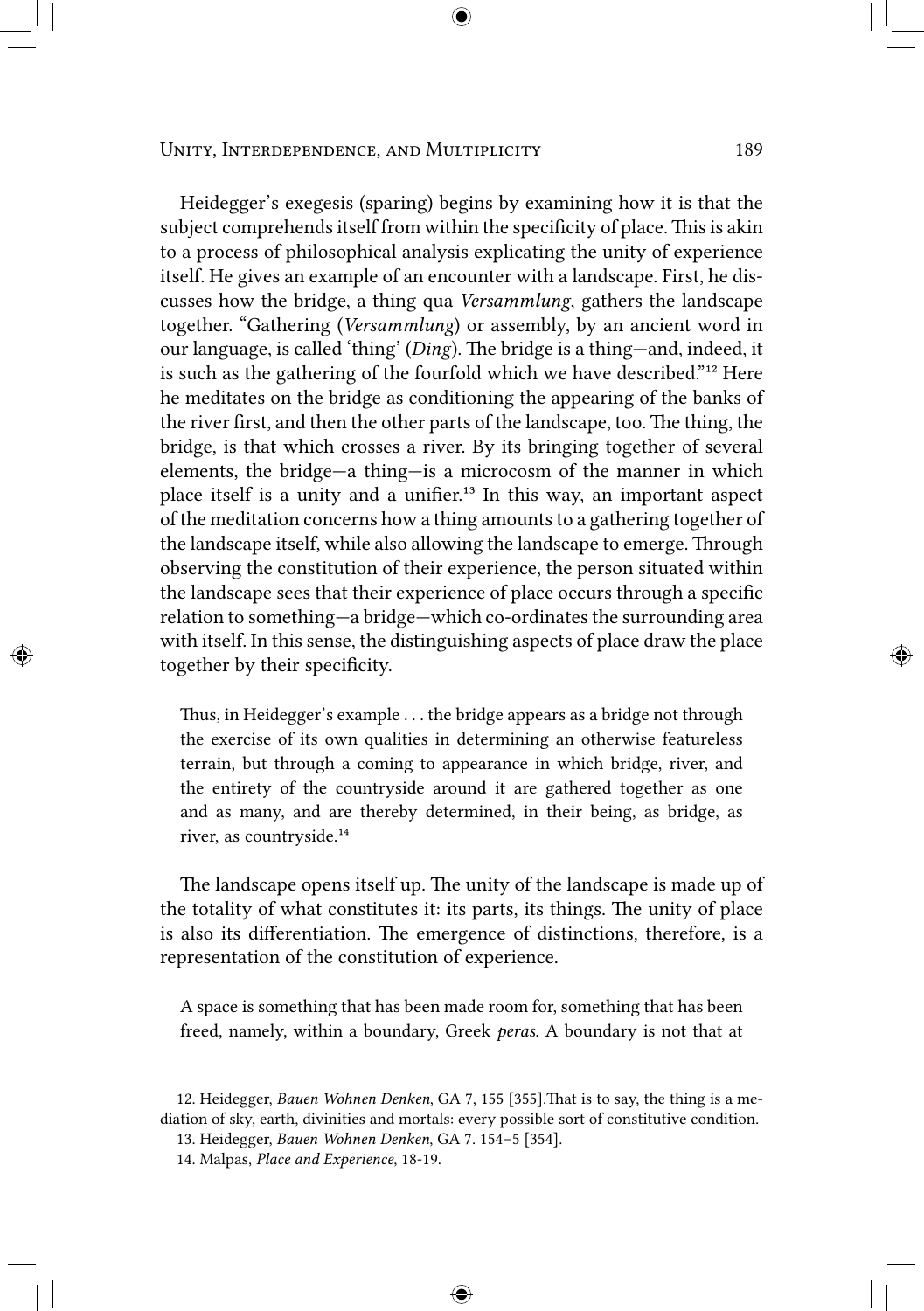Heidegger's exegesis (sparing) begins by examining how it is that the subject comprehends itself from within the specificity of place. This is akin to a process of philosophical analysis explicating the unity of experience itself. He gives an example of an encounter with a landscape. First, he discusses how the bridge, a thing qua *Versammlung*, gathers the landscape together. "Gathering (*Versammlung*) or assembly, by an ancient word in our language, is called 'thing' (*Ding*). The bridge is a thing—and, indeed, it is such as the gathering of the fourfold which we have described."[12] Here he meditates on the bridge as conditioning the appearing of the banks of the river first, and then the other parts of the landscape, too. The thing, the bridge, is that which crosses a river. By its bringing together of several elements, the bridge—a thing—is a microcosm of the manner in which place itself is a unity and a unifier.[13] In this way, an important aspect of the meditation concerns how a thing amounts to a gathering together of the landscape itself, while also allowing the landscape to emerge. Through observing the constitution of their experience, the person situated within the landscape sees that their experience of place occurs through a specific relation to something—a bridge—which co-ordinates the surrounding area with itself. In this sense, the distinguishing aspects of place draw the place together by their specificity.

> Thus, in Heidegger's example . . . the bridge appears as a bridge not through the exercise of its own qualities in determining an otherwise featureless terrain, but through a coming to appearance in which bridge, river, and the entirety of the countryside around it are gathered together as one and as many, and are thereby determined, in their being, as bridge, as river, as countryside.[14]

The landscape opens itself up. The unity of the landscape is made up of the totality of what constitutes it: its parts, its things. The unity of place is also its differentiation. The emergence of distinctions, therefore, is a representation of the constitution of experience.

> A space is something that has been made room for, something that has been freed, namely, within a boundary, Greek *peras*. A boundary is not that at

12. Heidegger, *Bauen Wohnen Denken*, GA 7, 155 [355].That is to say, the thing is a mediation of sky, earth, divinities and mortals: every possible sort of constitutive condition.

13. Heidegger, *Bauen Wohnen Denken*, GA 7. 154–5 [354].

14. Malpas, *Place and Experience*, 18-19.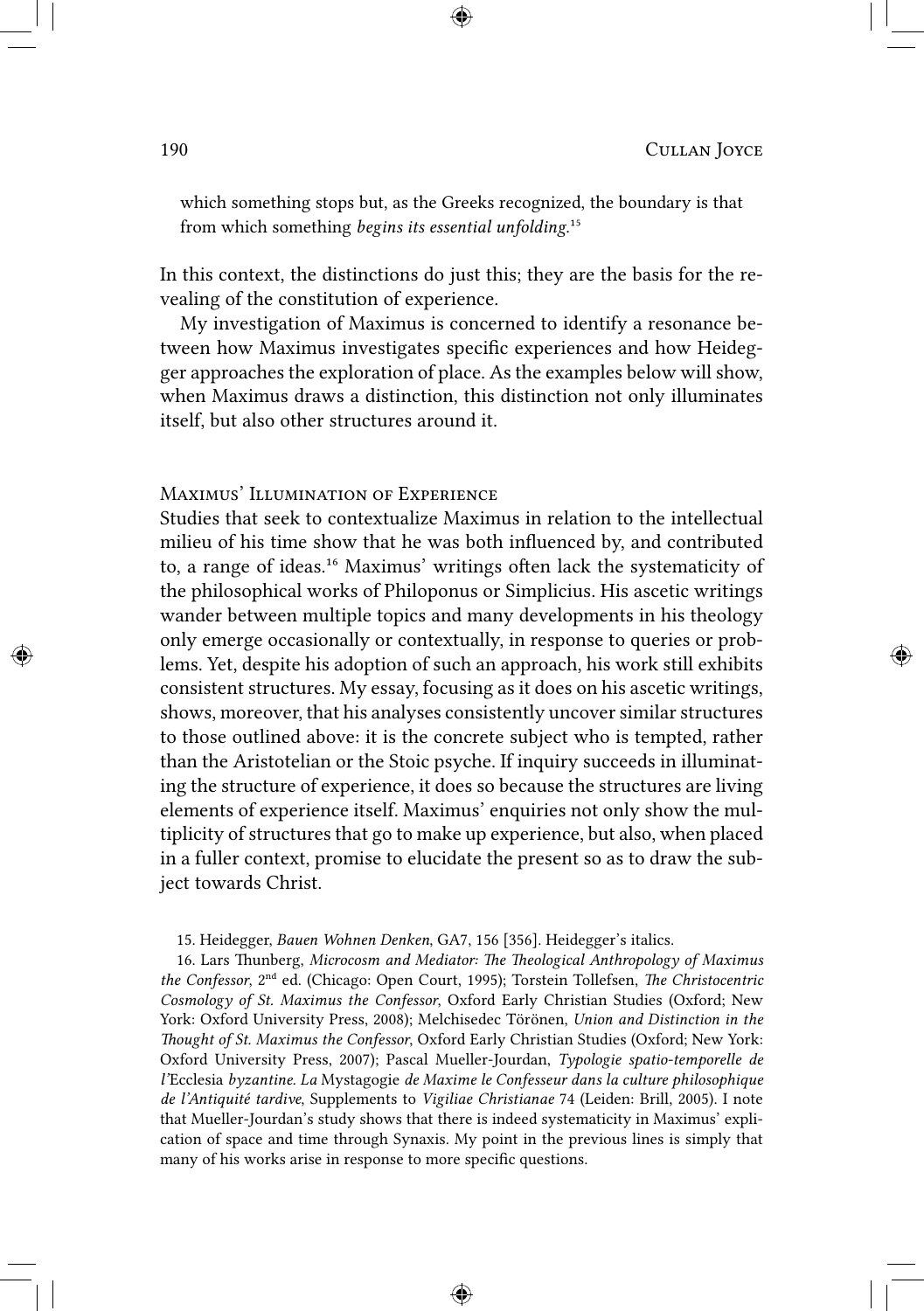which something stops but, as the Greeks recognized, the boundary is that from which something *begins its essential unfolding*.[15]

In this context, the distinctions do just this; they are the basis for the revealing of the constitution of experience.

My investigation of Maximus is concerned to identify a resonance between how Maximus investigates specific experiences and how Heidegger approaches the exploration of place. As the examples below will show, when Maximus draws a distinction, this distinction not only illuminates itself, but also other structures around it.

## Maximus' Illumination of Experience

Studies that seek to contextualize Maximus in relation to the intellectual milieu of his time show that he was both influenced by, and contributed to, a range of ideas.[16] Maximus' writings often lack the systematicity of the philosophical works of Philoponus or Simplicius. His ascetic writings wander between multiple topics and many developments in his theology only emerge occasionally or contextually, in response to queries or problems. Yet, despite his adoption of such an approach, his work still exhibits consistent structures. My essay, focusing as it does on his ascetic writings, shows, moreover, that his analyses consistently uncover similar structures to those outlined above: it is the concrete subject who is tempted, rather than the Aristotelian or the Stoic psyche. If inquiry succeeds in illuminating the structure of experience, it does so because the structures are living elements of experience itself. Maximus' enquiries not only show the multiplicity of structures that go to make up experience, but also, when placed in a fuller context, promise to elucidate the present so as to draw the subject towards Christ.

15. Heidegger, *Bauen Wohnen Denken*, GA7, 156 [356]. Heidegger's italics.

16. Lars Thunberg, *Microcosm and Mediator: The Theological Anthropology of Maximus the Confessor*, 2nd ed. (Chicago: Open Court, 1995); Torstein Tollefsen, *The Christocentric Cosmology of St. Maximus the Confessor*, Oxford Early Christian Studies (Oxford; New York: Oxford University Press, 2008); Melchisedec Törönen, *Union and Distinction in the Thought of St. Maximus the Confessor*, Oxford Early Christian Studies (Oxford; New York: Oxford University Press, 2007); Pascal Mueller-Jourdan, *Typologie spatio-temporelle de l'*Ecclesia *byzantine. La* Mystagogie *de Maxime le Confesseur dans la culture philosophique de l'Antiquité tardive*, Supplements to *Vigiliae Christianae* 74 (Leiden: Brill, 2005). I note that Mueller-Jourdan's study shows that there is indeed systematicity in Maximus' explication of space and time through Synaxis. My point in the previous lines is simply that many of his works arise in response to more specific questions.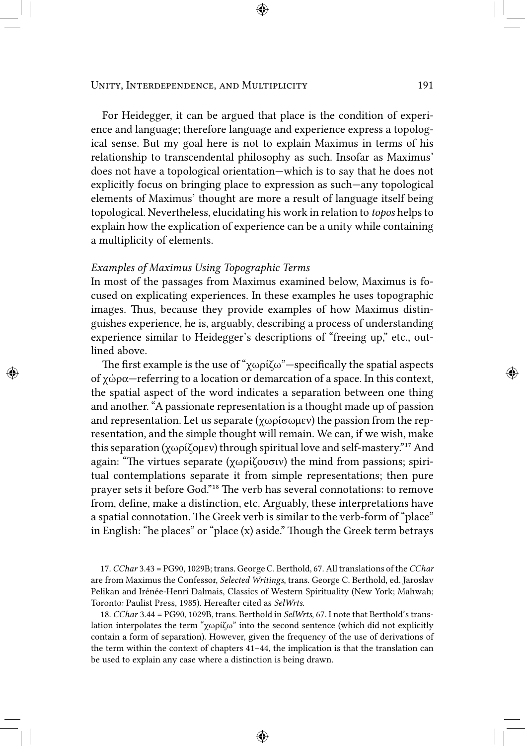For Heidegger, it can be argued that place is the condition of experience and language; therefore language and experience express a topological sense. But my goal here is not to explain Maximus in terms of his relationship to transcendental philosophy as such. Insofar as Maximus' does not have a topological orientation—which is to say that he does not explicitly focus on bringing place to expression as such—any topological elements of Maximus' thought are more a result of language itself being topological. Nevertheless, elucidating his work in relation to *topos* helps to explain how the explication of experience can be a unity while containing a multiplicity of elements.

*Examples of Maximus Using Topographic Terms*

In most of the passages from Maximus examined below, Maximus is focused on explicating experiences. In these examples he uses topographic images. Thus, because they provide examples of how Maximus distinguishes experience, he is, arguably, describing a process of understanding experience similar to Heidegger's descriptions of "freeing up," etc., outlined above.

The first example is the use of "χωρίζω"—specifically the spatial aspects of χώρα—referring to a location or demarcation of a space. In this context, the spatial aspect of the word indicates a separation between one thing and another. "A passionate representation is a thought made up of passion and representation. Let us separate (χωρίσωμεν) the passion from the representation, and the simple thought will remain. We can, if we wish, make this separation (χωρίζομεν) through spiritual love and self-mastery."[17] And again: "The virtues separate (χωρίζουσιν) the mind from passions; spiritual contemplations separate it from simple representations; then pure prayer sets it before God."[18] The verb has several connotations: to remove from, define, make a distinction, etc. Arguably, these interpretations have a spatial connotation. The Greek verb is similar to the verb-form of "place" in English: "he places" or "place (x) aside." Though the Greek term betrays

17. *CChar* 3.43 = PG90, 1029B; trans. George C. Berthold, 67. All translations of the *CChar* are from Maximus the Confessor, *Selected Writings*, trans. George C. Berthold, ed. Jaroslav Pelikan and Irénée-Henri Dalmais, Classics of Western Spirituality (New York; Mahwah; Toronto: Paulist Press, 1985). Hereafter cited as *SelWrts*.

18. *CChar* 3.44 = PG90, 1029B, trans. Berthold in *SelWrts*, 67. I note that Berthold's translation interpolates the term "χωρίζω" into the second sentence (which did not explicitly contain a form of separation). However, given the frequency of the use of derivations of the term within the context of chapters 41–44, the implication is that the translation can be used to explain any case where a distinction is being drawn.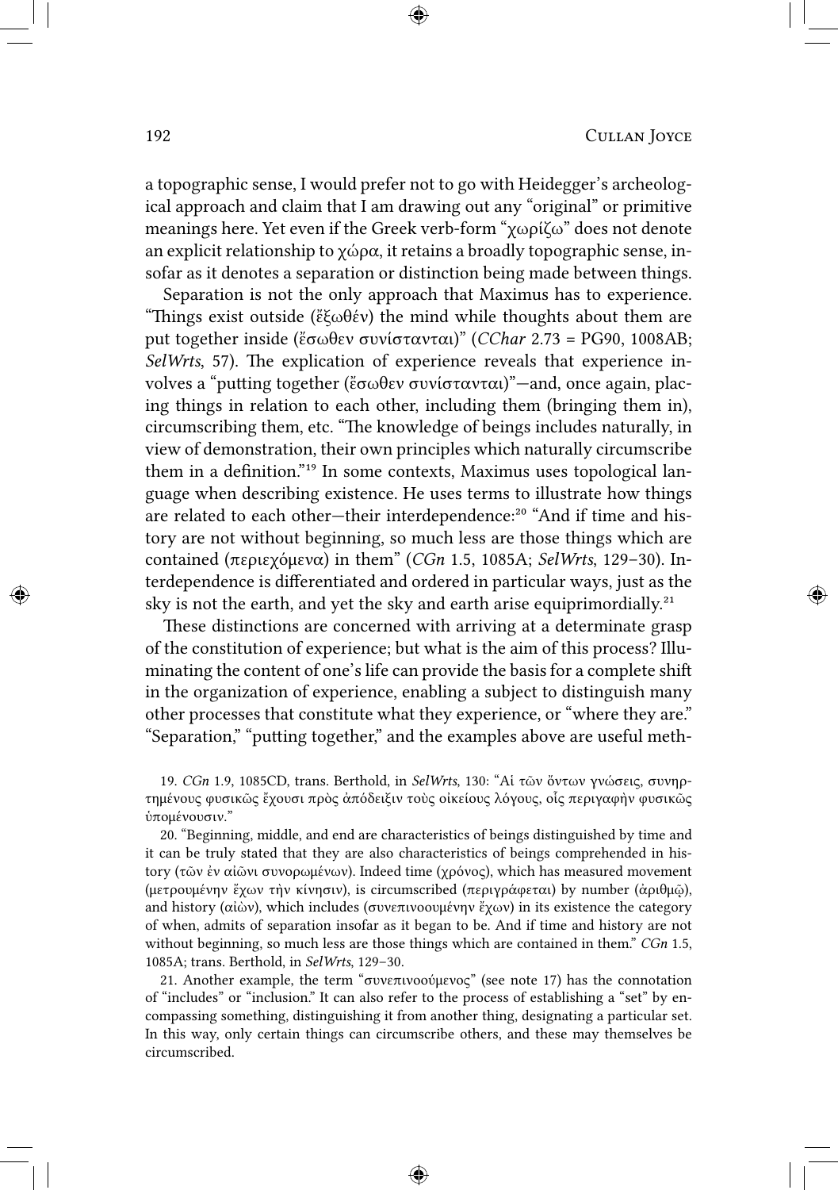a topographic sense, I would prefer not to go with Heidegger's archeological approach and claim that I am drawing out any "original" or primitive meanings here. Yet even if the Greek verb-form "χωρίζω" does not denote an explicit relationship to χώρα, it retains a broadly topographic sense, insofar as it denotes a separation or distinction being made between things.

Separation is not the only approach that Maximus has to experience. "Things exist outside (ἔξωθέν) the mind while thoughts about them are put together inside (ἔσωθεν συνίστανται)" (*CChar* 2.73 = PG90, 1008AB; *SelWrts*, 57). The explication of experience reveals that experience involves a "putting together (ἔσωθεν συνίστανται)"—and, once again, placing things in relation to each other, including them (bringing them in), circumscribing them, etc. "The knowledge of beings includes naturally, in view of demonstration, their own principles which naturally circumscribe them in a definition."[19] In some contexts, Maximus uses topological language when describing existence. He uses terms to illustrate how things are related to each other—their interdependence:[20] "And if time and history are not without beginning, so much less are those things which are contained (περιεχόμενα) in them" (*CGn* 1.5, 1085A; *SelWrts*, 129–30). Interdependence is differentiated and ordered in particular ways, just as the sky is not the earth, and yet the sky and earth arise equiprimordially.[21]

These distinctions are concerned with arriving at a determinate grasp of the constitution of experience; but what is the aim of this process? Illuminating the content of one's life can provide the basis for a complete shift in the organization of experience, enabling a subject to distinguish many other processes that constitute what they experience, or "where they are." "Separation," "putting together," and the examples above are useful meth-

19. *CGn* 1.9, 1085CD, trans. Berthold, in *SelWrts*, 130: "Αἱ τῶν ὄντων γνώσεις, συνηρτημένους φυσικῶς ἔχουσι πρὸς ἀπόδειξιν τοὺς οἰκείους λόγους, οἷς περιγαφὴν φυσικῶς ὑπομένουσιν."

20. "Beginning, middle, and end are characteristics of beings distinguished by time and it can be truly stated that they are also characteristics of beings comprehended in history (τῶν ἐν αἰῶνι συνορωμένων). Indeed time (χρόνος), which has measured movement (μετρουμένην ἔχων τὴν κίνησιν), is circumscribed (περιγράφεται) by number (ἀριθμῷ), and history (αἰὼν), which includes (συνεπινοουμένην ἔχων) in its existence the category of when, admits of separation insofar as it began to be. And if time and history are not without beginning, so much less are those things which are contained in them." *CGn* 1.5, 1085A; trans. Berthold, in *SelWrts*, 129–30.

21. Another example, the term "συνεπινοούμενος" (see note 17) has the connotation of "includes" or "inclusion." It can also refer to the process of establishing a "set" by encompassing something, distinguishing it from another thing, designating a particular set. In this way, only certain things can circumscribe others, and these may themselves be circumscribed.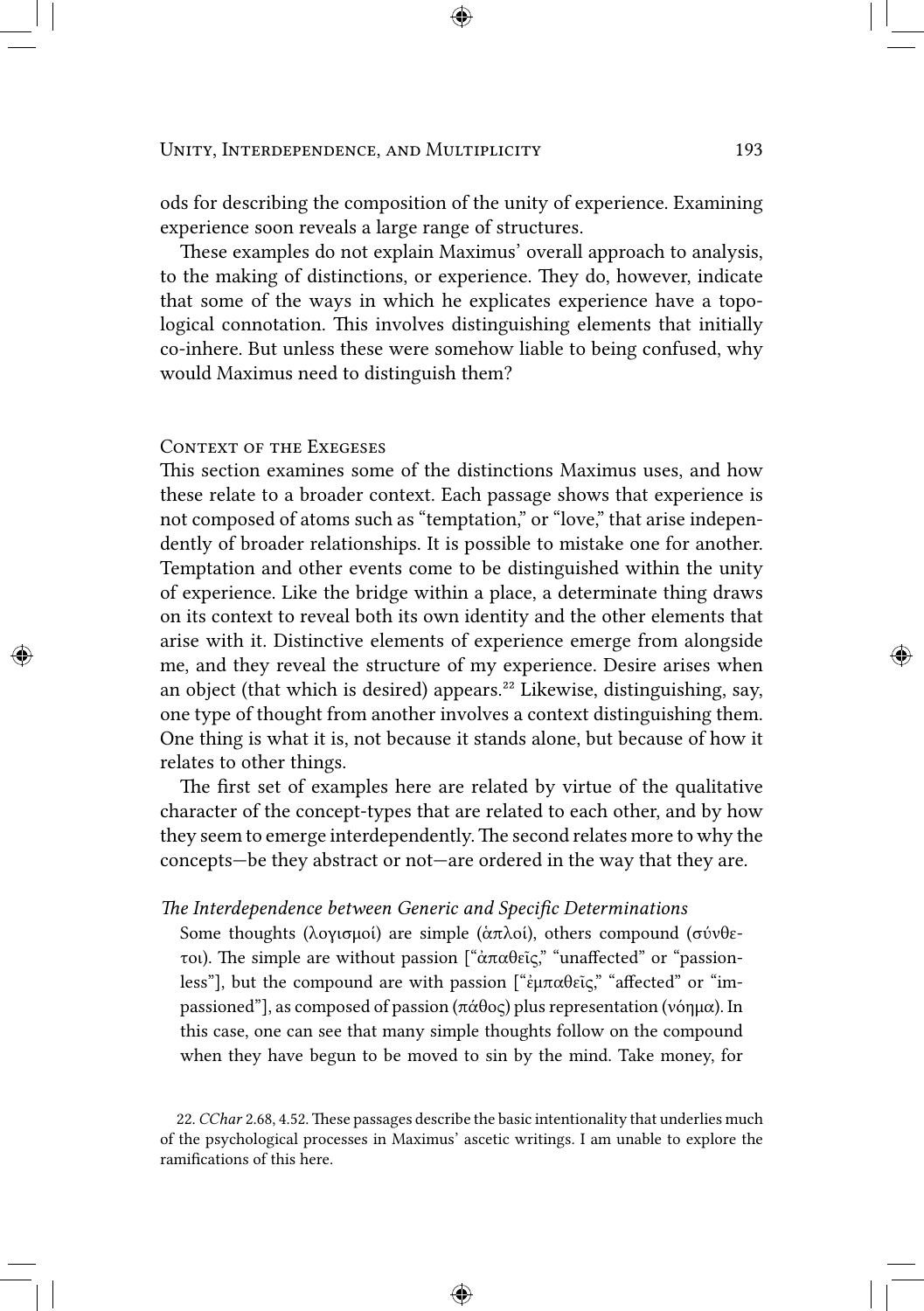ods for describing the composition of the unity of experience. Examining experience soon reveals a large range of structures.

These examples do not explain Maximus' overall approach to analysis, to the making of distinctions, or experience. They do, however, indicate that some of the ways in which he explicates experience have a topological connotation. This involves distinguishing elements that initially co-inhere. But unless these were somehow liable to being confused, why would Maximus need to distinguish them?

## Context of the Exegeses

This section examines some of the distinctions Maximus uses, and how these relate to a broader context. Each passage shows that experience is not composed of atoms such as "temptation," or "love," that arise independently of broader relationships. It is possible to mistake one for another. Temptation and other events come to be distinguished within the unity of experience. Like the bridge within a place, a determinate thing draws on its context to reveal both its own identity and the other elements that arise with it. Distinctive elements of experience emerge from alongside me, and they reveal the structure of my experience. Desire arises when an object (that which is desired) appears.[22] Likewise, distinguishing, say, one type of thought from another involves a context distinguishing them. One thing is what it is, not because it stands alone, but because of how it relates to other things.

The first set of examples here are related by virtue of the qualitative character of the concept-types that are related to each other, and by how they seem to emerge interdependently. The second relates more to why the concepts—be they abstract or not—are ordered in the way that they are.

### *The Interdependence between Generic and Specific Determinations*

> Some thoughts (λογισμοί) are simple (ἁπλοί), others compound (σύνθετοι). The simple are without passion ["ἀπαθεῖς," "unaffected" or "passionless"], but the compound are with passion ["ἐμπαθεῖς," "affected" or "impassioned"], as composed of passion (πάθος) plus representation (νόημα). In this case, one can see that many simple thoughts follow on the compound when they have begun to be moved to sin by the mind. Take money, for

22. *CChar* 2.68, 4.52. These passages describe the basic intentionality that underlies much of the psychological processes in Maximus' ascetic writings. I am unable to explore the ramifications of this here.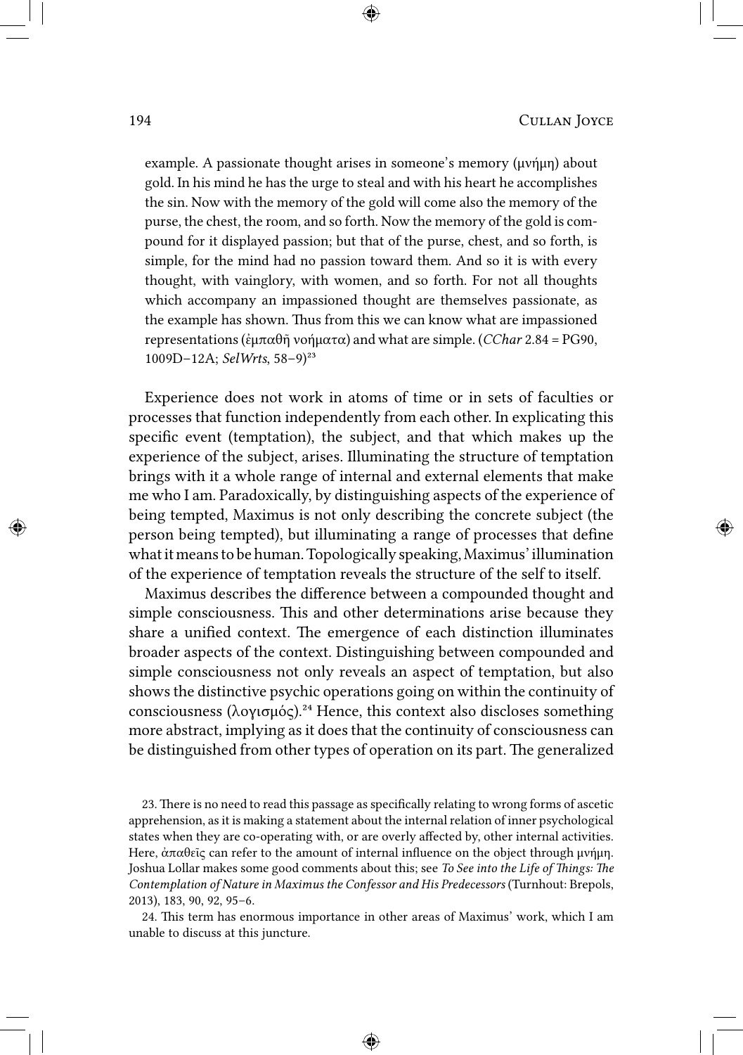example. A passionate thought arises in someone's memory (μνήμη) about gold. In his mind he has the urge to steal and with his heart he accomplishes the sin. Now with the memory of the gold will come also the memory of the purse, the chest, the room, and so forth. Now the memory of the gold is compound for it displayed passion; but that of the purse, chest, and so forth, is simple, for the mind had no passion toward them. And so it is with every thought, with vainglory, with women, and so forth. For not all thoughts which accompany an impassioned thought are themselves passionate, as the example has shown. Thus from this we can know what are impassioned representations (ἐμπαθῆ νοήματα) and what are simple. (*CChar* 2.84 = PG90, 1009D–12A; *SelWrts*, 58–9)[23]

Experience does not work in atoms of time or in sets of faculties or processes that function independently from each other. In explicating this specific event (temptation), the subject, and that which makes up the experience of the subject, arises. Illuminating the structure of temptation brings with it a whole range of internal and external elements that make me who I am. Paradoxically, by distinguishing aspects of the experience of being tempted, Maximus is not only describing the concrete subject (the person being tempted), but illuminating a range of processes that define what it means to be human. Topologically speaking, Maximus' illumination of the experience of temptation reveals the structure of the self to itself.

Maximus describes the difference between a compounded thought and simple consciousness. This and other determinations arise because they share a unified context. The emergence of each distinction illuminates broader aspects of the context. Distinguishing between compounded and simple consciousness not only reveals an aspect of temptation, but also shows the distinctive psychic operations going on within the continuity of consciousness (λογισμός).[24] Hence, this context also discloses something more abstract, implying as it does that the continuity of consciousness can be distinguished from other types of operation on its part. The generalized

23. There is no need to read this passage as specifically relating to wrong forms of ascetic apprehension, as it is making a statement about the internal relation of inner psychological states when they are co-operating with, or are overly affected by, other internal activities. Here, ἀπαθεῖς can refer to the amount of internal influence on the object through μνήμη. Joshua Lollar makes some good comments about this; see *To See into the Life of Things: The Contemplation of Nature in Maximus the Confessor and His Predecessors* (Turnhout: Brepols, 2013), 183, 90, 92, 95–6.

24. This term has enormous importance in other areas of Maximus' work, which I am unable to discuss at this juncture.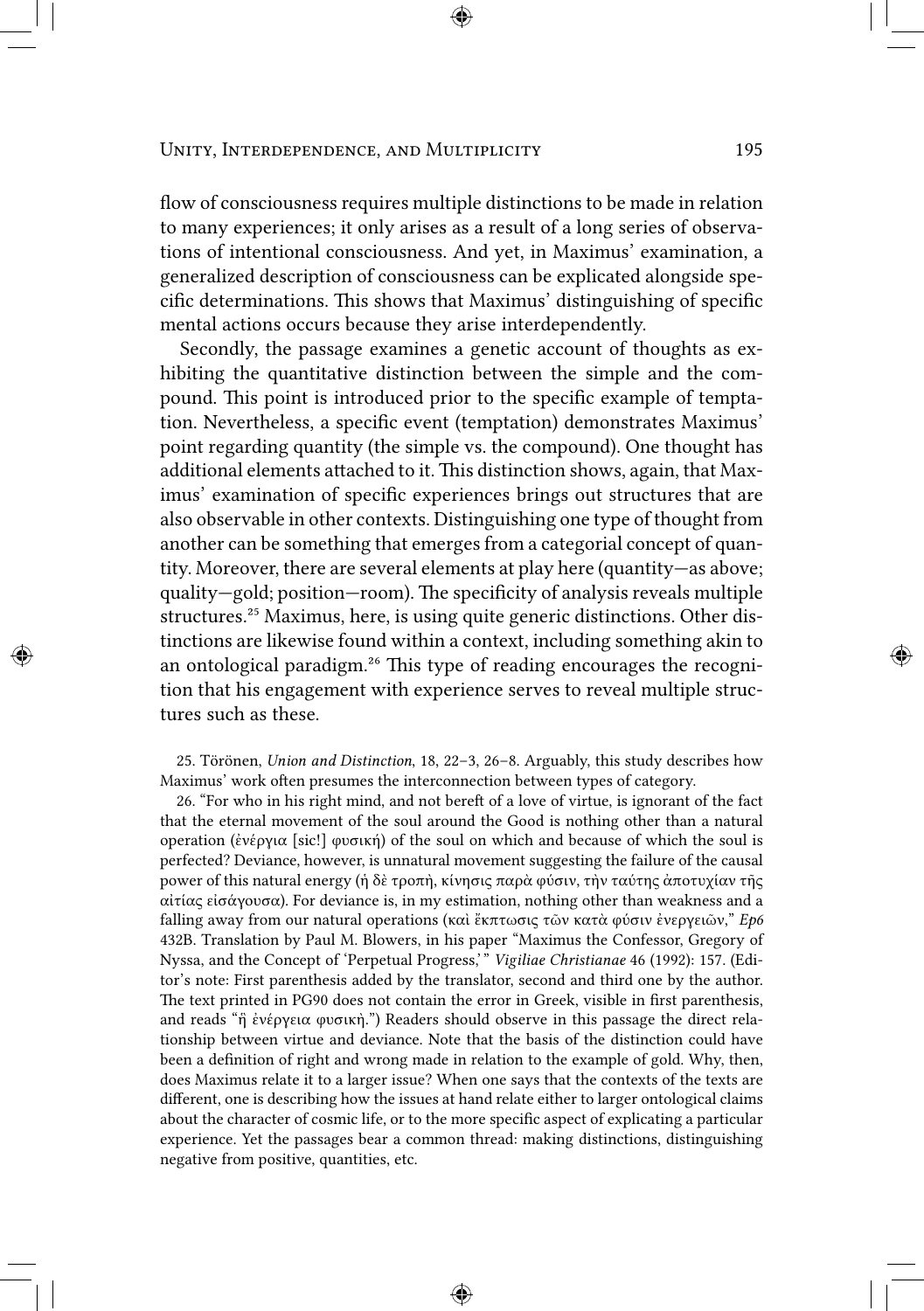flow of consciousness requires multiple distinctions to be made in relation to many experiences; it only arises as a result of a long series of observations of intentional consciousness. And yet, in Maximus' examination, a generalized description of consciousness can be explicated alongside specific determinations. This shows that Maximus' distinguishing of specific mental actions occurs because they arise interdependently.

Secondly, the passage examines a genetic account of thoughts as exhibiting the quantitative distinction between the simple and the compound. This point is introduced prior to the specific example of temptation. Nevertheless, a specific event (temptation) demonstrates Maximus' point regarding quantity (the simple vs. the compound). One thought has additional elements attached to it. This distinction shows, again, that Maximus' examination of specific experiences brings out structures that are also observable in other contexts. Distinguishing one type of thought from another can be something that emerges from a categorial concept of quantity. Moreover, there are several elements at play here (quantity—as above; quality—gold; position—room). The specificity of analysis reveals multiple structures.[25] Maximus, here, is using quite generic distinctions. Other distinctions are likewise found within a context, including something akin to an ontological paradigm.[26] This type of reading encourages the recognition that his engagement with experience serves to reveal multiple structures such as these.

25. Törönen, *Union and Distinction*, 18, 22–3, 26–8. Arguably, this study describes how Maximus' work often presumes the interconnection between types of category.

26. "For who in his right mind, and not bereft of a love of virtue, is ignorant of the fact that the eternal movement of the soul around the Good is nothing other than a natural operation (ἐνέργια [sic!] φυσική) of the soul on which and because of which the soul is perfected? Deviance, however, is unnatural movement suggesting the failure of the causal power of this natural energy (ἡ δὲ τροπὴ, κίνησις παρὰ φύσιν, τὴν ταύτης ἀποτυχίαν τῆς αἰτίας εἰσάγουσα). For deviance is, in my estimation, nothing other than weakness and a falling away from our natural operations (καὶ ἔκπτωσις τῶν κατὰ φύσιν ἐνεργειῶν," *Ep6* 432B. Translation by Paul M. Blowers, in his paper "Maximus the Confessor, Gregory of Nyssa, and the Concept of 'Perpetual Progress,'" *Vigiliae Christianae* 46 (1992): 157. (Editor's note: First parenthesis added by the translator, second and third one by the author. The text printed in PG90 does not contain the error in Greek, visible in first parenthesis, and reads "ἢ ἐνέργεια φυσική.") Readers should observe in this passage the direct relationship between virtue and deviance. Note that the basis of the distinction could have been a definition of right and wrong made in relation to the example of gold. Why, then, does Maximus relate it to a larger issue? When one says that the contexts of the texts are different, one is describing how the issues at hand relate either to larger ontological claims about the character of cosmic life, or to the more specific aspect of explicating a particular experience. Yet the passages bear a common thread: making distinctions, distinguishing negative from positive, quantities, etc.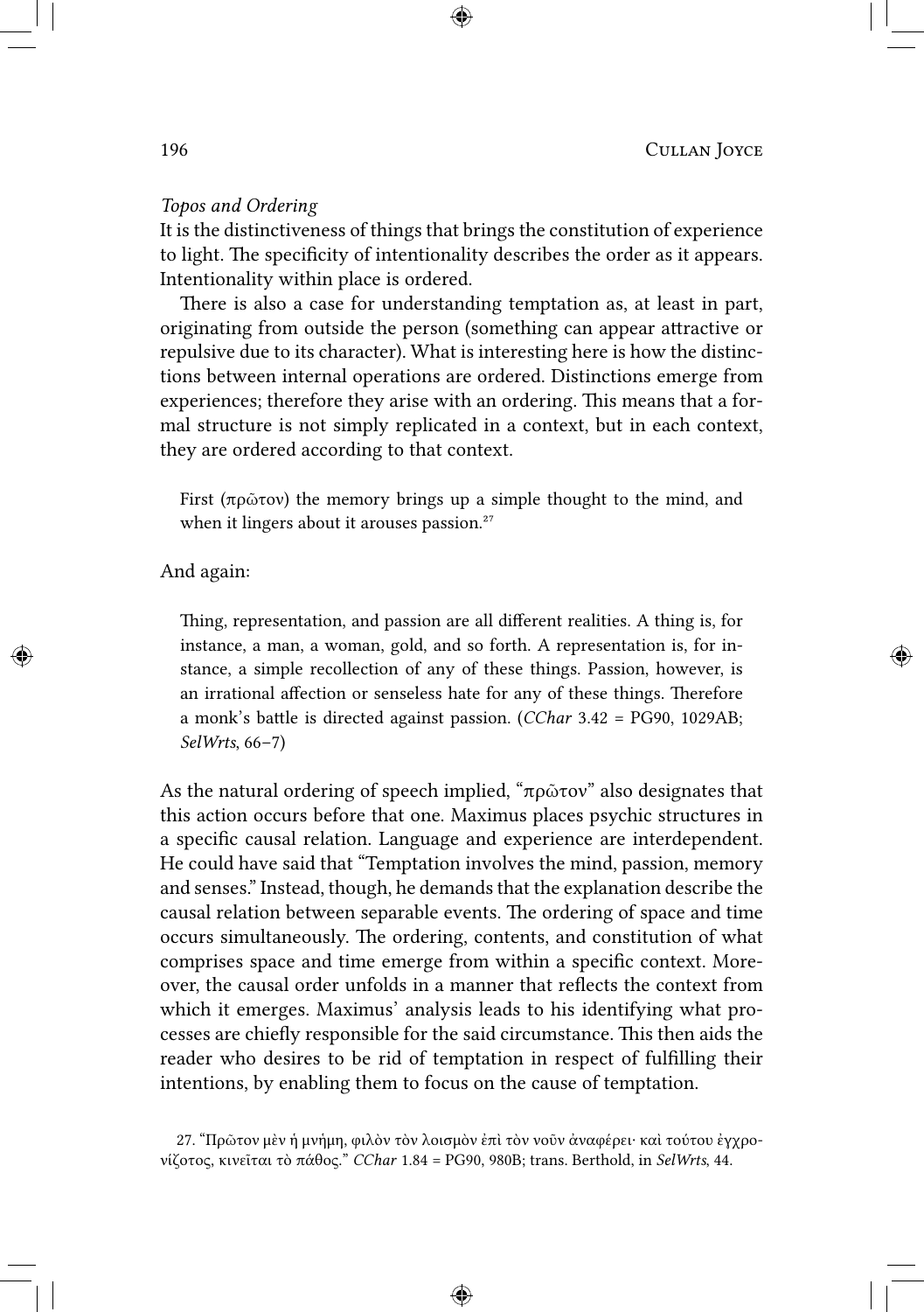*Topos and Ordering*

It is the distinctiveness of things that brings the constitution of experience to light. The specificity of intentionality describes the order as it appears. Intentionality within place is ordered.

There is also a case for understanding temptation as, at least in part, originating from outside the person (something can appear attractive or repulsive due to its character). What is interesting here is how the distinctions between internal operations are ordered. Distinctions emerge from experiences; therefore they arise with an ordering. This means that a formal structure is not simply replicated in a context, but in each context, they are ordered according to that context.

> First (πρῶτον) the memory brings up a simple thought to the mind, and when it lingers about it arouses passion.[27]

And again:

> Thing, representation, and passion are all different realities. A thing is, for instance, a man, a woman, gold, and so forth. A representation is, for instance, a simple recollection of any of these things. Passion, however, is an irrational affection or senseless hate for any of these things. Therefore a monk's battle is directed against passion. (*CChar* 3.42 = PG90, 1029AB; *SelWrts*, 66–7)

As the natural ordering of speech implied, "πρῶτον" also designates that this action occurs before that one. Maximus places psychic structures in a specific causal relation. Language and experience are interdependent. He could have said that "Temptation involves the mind, passion, memory and senses." Instead, though, he demands that the explanation describe the causal relation between separable events. The ordering of space and time occurs simultaneously. The ordering, contents, and constitution of what comprises space and time emerge from within a specific context. Moreover, the causal order unfolds in a manner that reflects the context from which it emerges. Maximus' analysis leads to his identifying what processes are chiefly responsible for the said circumstance. This then aids the reader who desires to be rid of temptation in respect of fulfilling their intentions, by enabling them to focus on the cause of temptation.

27. "Πρῶτον μὲν ἡ μνήμη, φιλὸν τὸν λοισμὸν ἐπὶ τὸν νοῦν ἀναφέρει· καὶ τούτου ἐγχρονίζοτος, κινεῖται τὸ πάθος." *CChar* 1.84 = PG90, 980B; trans. Berthold, in *SelWrts*, 44.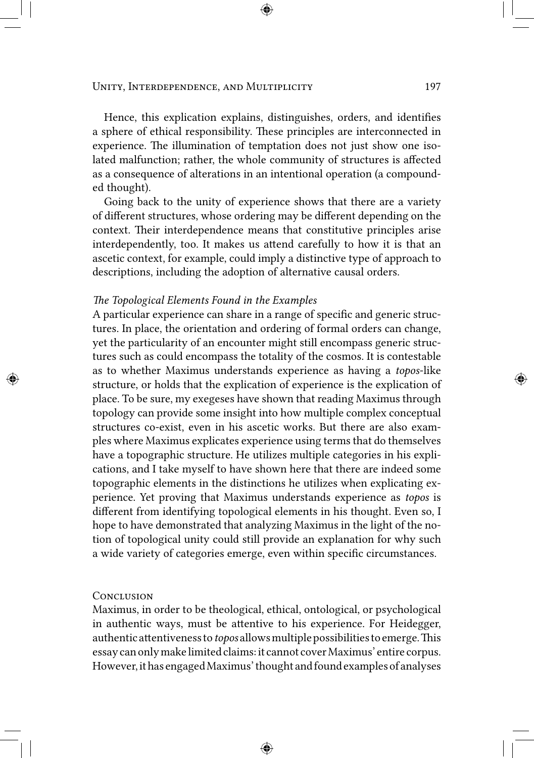Hence, this explication explains, distinguishes, orders, and identifies a sphere of ethical responsibility. These principles are interconnected in experience. The illumination of temptation does not just show one isolated malfunction; rather, the whole community of structures is affected as a consequence of alterations in an intentional operation (a compounded thought).

Going back to the unity of experience shows that there are a variety of different structures, whose ordering may be different depending on the context. Their interdependence means that constitutive principles arise interdependently, too. It makes us attend carefully to how it is that an ascetic context, for example, could imply a distinctive type of approach to descriptions, including the adoption of alternative causal orders.

### *The Topological Elements Found in the Examples*

A particular experience can share in a range of specific and generic structures. In place, the orientation and ordering of formal orders can change, yet the particularity of an encounter might still encompass generic structures such as could encompass the totality of the cosmos. It is contestable as to whether Maximus understands experience as having a *topos*-like structure, or holds that the explication of experience is the explication of place. To be sure, my exegeses have shown that reading Maximus through topology can provide some insight into how multiple complex conceptual structures co-exist, even in his ascetic works. But there are also examples where Maximus explicates experience using terms that do themselves have a topographic structure. He utilizes multiple categories in his explications, and I take myself to have shown here that there are indeed some topographic elements in the distinctions he utilizes when explicating experience. Yet proving that Maximus understands experience as *topos* is different from identifying topological elements in his thought. Even so, I hope to have demonstrated that analyzing Maximus in the light of the notion of topological unity could still provide an explanation for why such a wide variety of categories emerge, even within specific circumstances.

## Conclusion

Maximus, in order to be theological, ethical, ontological, or psychological in authentic ways, must be attentive to his experience. For Heidegger, authentic attentiveness to *topos* allows multiple possibilities to emerge. This essay can only make limited claims: it cannot cover Maximus' entire corpus. However, it has engaged Maximus' thought and found examples of analyses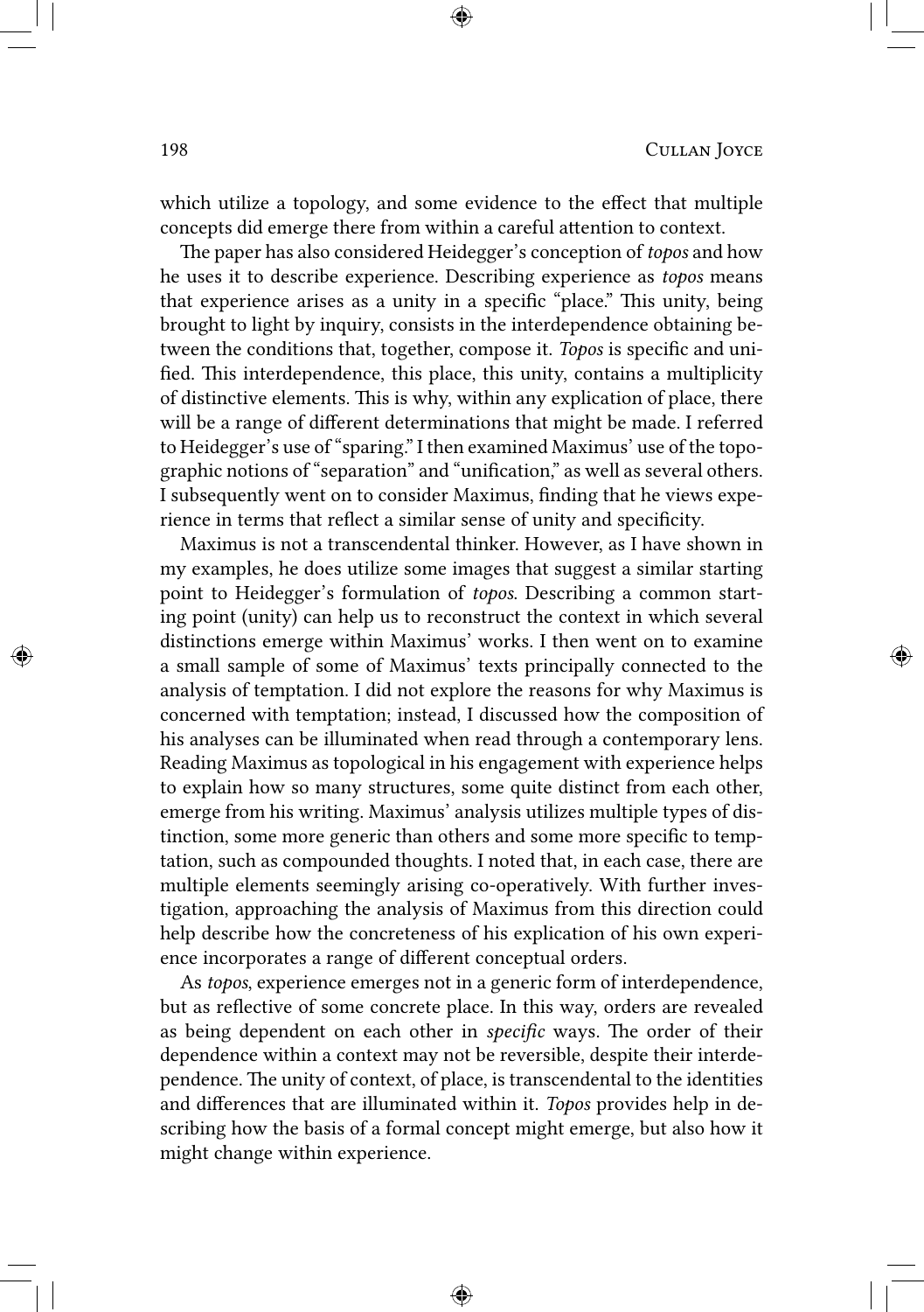which utilize a topology, and some evidence to the effect that multiple concepts did emerge there from within a careful attention to context.

The paper has also considered Heidegger's conception of *topos* and how he uses it to describe experience. Describing experience as *topos* means that experience arises as a unity in a specific "place." This unity, being brought to light by inquiry, consists in the interdependence obtaining between the conditions that, together, compose it. *Topos* is specific and unified. This interdependence, this place, this unity, contains a multiplicity of distinctive elements. This is why, within any explication of place, there will be a range of different determinations that might be made. I referred to Heidegger's use of "sparing." I then examined Maximus' use of the topographic notions of "separation" and "unification," as well as several others. I subsequently went on to consider Maximus, finding that he views experience in terms that reflect a similar sense of unity and specificity.

Maximus is not a transcendental thinker. However, as I have shown in my examples, he does utilize some images that suggest a similar starting point to Heidegger's formulation of *topos*. Describing a common starting point (unity) can help us to reconstruct the context in which several distinctions emerge within Maximus' works. I then went on to examine a small sample of some of Maximus' texts principally connected to the analysis of temptation. I did not explore the reasons for why Maximus is concerned with temptation; instead, I discussed how the composition of his analyses can be illuminated when read through a contemporary lens. Reading Maximus as topological in his engagement with experience helps to explain how so many structures, some quite distinct from each other, emerge from his writing. Maximus' analysis utilizes multiple types of distinction, some more generic than others and some more specific to temptation, such as compounded thoughts. I noted that, in each case, there are multiple elements seemingly arising co-operatively. With further investigation, approaching the analysis of Maximus from this direction could help describe how the concreteness of his explication of his own experience incorporates a range of different conceptual orders.

As *topos*, experience emerges not in a generic form of interdependence, but as reflective of some concrete place. In this way, orders are revealed as being dependent on each other in *specific* ways. The order of their dependence within a context may not be reversible, despite their interdependence. The unity of context, of place, is transcendental to the identities and differences that are illuminated within it. *Topos* provides help in describing how the basis of a formal concept might emerge, but also how it might change within experience.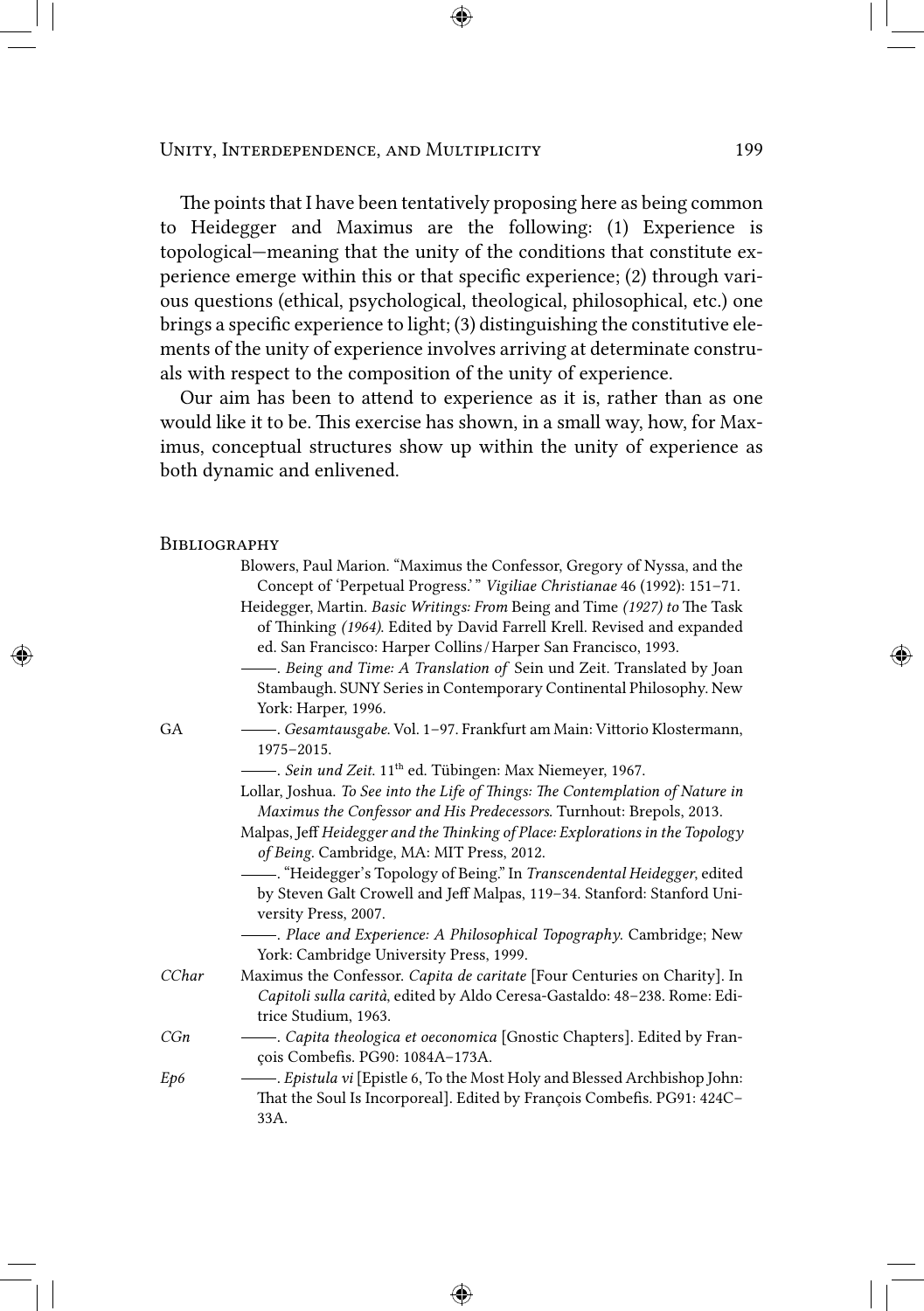The points that I have been tentatively proposing here as being common to Heidegger and Maximus are the following: (1) Experience is topological—meaning that the unity of the conditions that constitute experience emerge within this or that specific experience; (2) through various questions (ethical, psychological, theological, philosophical, etc.) one brings a specific experience to light; (3) distinguishing the constitutive elements of the unity of experience involves arriving at determinate construals with respect to the composition of the unity of experience.

Our aim has been to attend to experience as it is, rather than as one would like it to be. This exercise has shown, in a small way, how, for Maximus, conceptual structures show up within the unity of experience as both dynamic and enlivened.

## Bibliography

Blowers, Paul Marion. "Maximus the Confessor, Gregory of Nyssa, and the Concept of 'Perpetual Progress.'" *Vigiliae Christianae* 46 (1992): 151–71.

Heidegger, Martin. *Basic Writings: From* Being and Time *(1927) to* The Task of Thinking *(1964)*. Edited by David Farrell Krell. Revised and expanded ed. San Francisco: Harper Collins/Harper San Francisco, 1993.

———. *Being and Time: A Translation of* Sein und Zeit. Translated by Joan Stambaugh. SUNY Series in Contemporary Continental Philosophy. New York: Harper, 1996.

GA ———. *Gesamtausgabe*. Vol. 1–97. Frankfurt am Main: Vittorio Klostermann, 1975–2015.

———. *Sein und Zeit*. 11th ed. Tübingen: Max Niemeyer, 1967.

Lollar, Joshua. *To See into the Life of Things: The Contemplation of Nature in Maximus the Confessor and His Predecessors*. Turnhout: Brepols, 2013.

Malpas, Jeff *Heidegger and the Thinking of Place: Explorations in the Topology of Being*. Cambridge, MA: MIT Press, 2012.

———. "Heidegger's Topology of Being." In *Transcendental Heidegger*, edited by Steven Galt Crowell and Jeff Malpas, 119–34. Stanford: Stanford University Press, 2007.

———. *Place and Experience: A Philosophical Topography*. Cambridge; New York: Cambridge University Press, 1999.

*CChar* Maximus the Confessor. *Capita de caritate* [Four Centuries on Charity]. In *Capitoli sulla carità*, edited by Aldo Ceresa-Gastaldo: 48–238. Rome: Editrice Studium, 1963.

*CGn* ———. *Capita theologica et oeconomica* [Gnostic Chapters]. Edited by François Combefis. PG90: 1084A–173A.

*Ep6* ———. *Epistula vi* [Epistle 6, To the Most Holy and Blessed Archbishop John: That the Soul Is Incorporeal]. Edited by François Combefis. PG91: 424C–33A.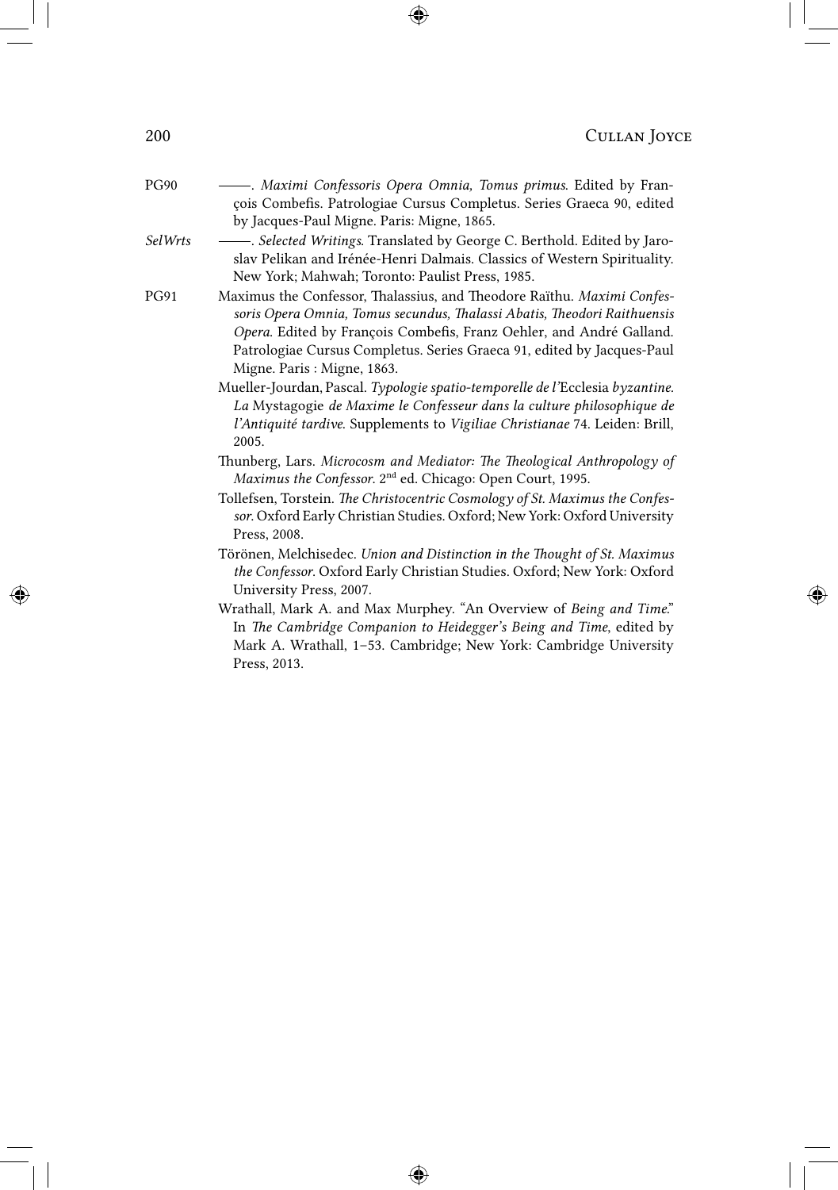PG90 ——. *Maximi Confessoris Opera Omnia, Tomus primus*. Edited by François Combefis. Patrologiae Cursus Completus. Series Graeca 90, edited by Jacques-Paul Migne. Paris: Migne, 1865.

*SelWrts* ——. *Selected Writings*. Translated by George C. Berthold. Edited by Jaroslav Pelikan and Irénée-Henri Dalmais. Classics of Western Spirituality. New York; Mahwah; Toronto: Paulist Press, 1985.

PG91 Maximus the Confessor, Thalassius, and Theodore Raïthu. *Maximi Confessoris Opera Omnia, Tomus secundus, Thalassi Abatis, Theodori Raithuensis Opera*. Edited by François Combefis, Franz Oehler, and André Galland. Patrologiae Cursus Completus. Series Graeca 91, edited by Jacques-Paul Migne. Paris : Migne, 1863.

Mueller-Jourdan, Pascal. *Typologie spatio-temporelle de l'*Ecclesia *byzantine. La* Mystagogie *de Maxime le Confesseur dans la culture philosophique de l'Antiquité tardive*. Supplements to *Vigiliae Christianae* 74. Leiden: Brill, 2005.

Thunberg, Lars. *Microcosm and Mediator: The Theological Anthropology of Maximus the Confessor*. 2nd ed. Chicago: Open Court, 1995.

Tollefsen, Torstein. *The Christocentric Cosmology of St. Maximus the Confessor*. Oxford Early Christian Studies. Oxford; New York: Oxford University Press, 2008.

Törönen, Melchisedec. *Union and Distinction in the Thought of St. Maximus the Confessor*. Oxford Early Christian Studies. Oxford; New York: Oxford University Press, 2007.

Wrathall, Mark A. and Max Murphey. "An Overview of *Being and Time*." In *The Cambridge Companion to Heidegger's Being and Time*, edited by Mark A. Wrathall, 1–53. Cambridge; New York: Cambridge University Press, 2013.